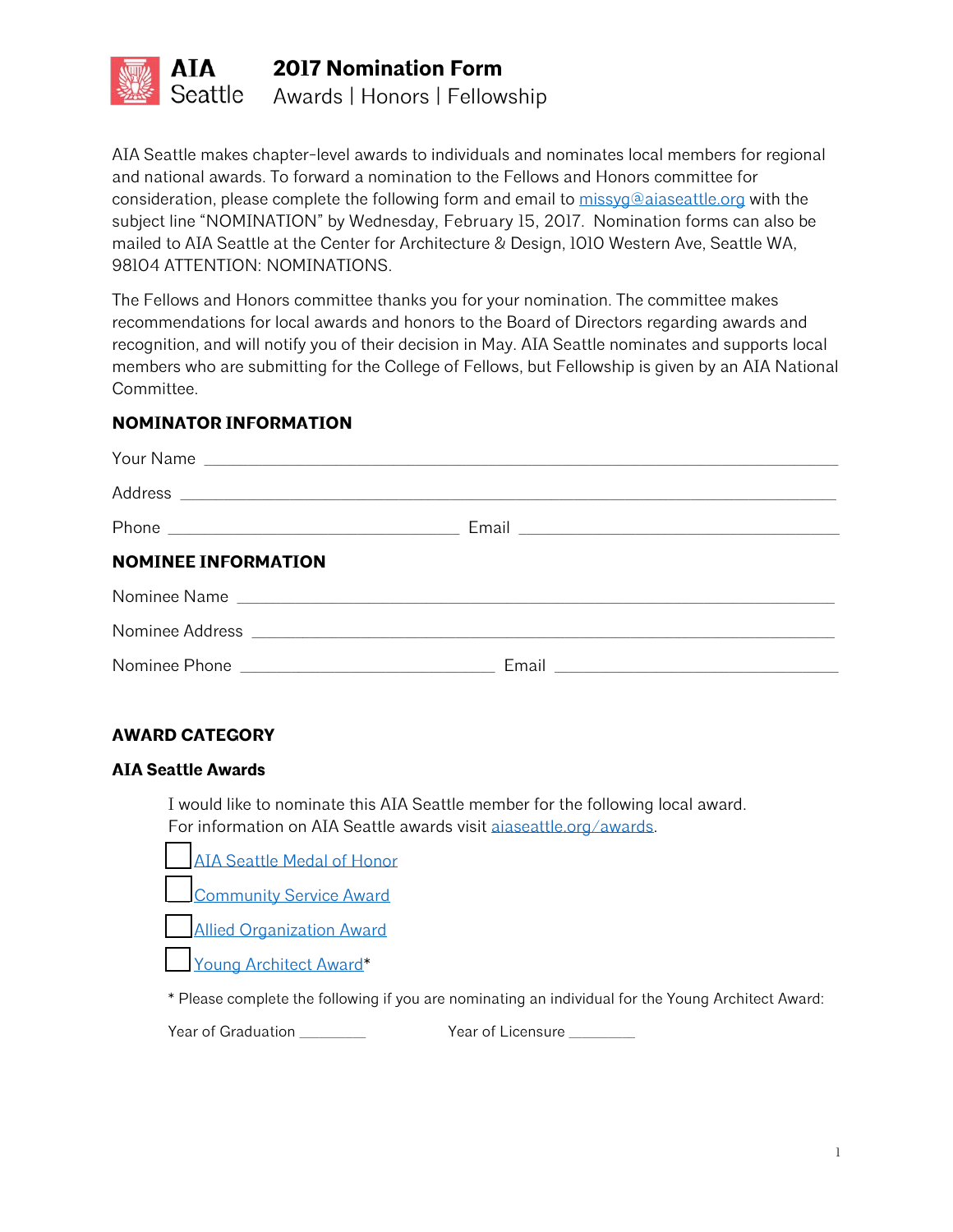# AIA Seattle

## 2017 Nomination Form

Awards | Honors | Fellowship

AIA Seattle makes chapter-level awards to individuals and nominates local members for regional and national awards. To forward a nomination to the Fellows and Honors committee for consideration, please complete the following form and email to missyg@aiaseattle.org with the subject line "NOMINATION" by Wednesday, February 15, 2017. Nomination forms can also be mailed to AIA Seattle at the Center for Architecture & Design, 1010 Western Ave, Seattle WA, 98104 ATTENTION: NOMINATIONS.

The Fellows and Honors committee thanks you for your nomination. The committee makes recommendations for local awards and honors to the Board of Directors regarding awards and recognition, and will notify you of their decision in May. AIA Seattle nominates and supports local members who are submitting for the College of Fellows, but Fellowship is given by an AIA National Committee.

### NOMINATOR INFORMATION

Your Name ____________________________________________

Address ____________________________________________

Phone ______________________ Email ______________________

### NOMINEE INFORMATION

Nominee Name ____________________________________________

Nominee Address ____________________________________________

Nominee Phone ______________________ Email ______________________

### AWARD CATEGORY

#### AIA Seattle Awards

I would like to nominate this AIA Seattle member for the following local award.
For information on AIA Seattle awards visit aiaseattle.org/awards.

- ☐ AIA Seattle Medal of Honor
- ☐ Community Service Award
- ☐ Allied Organization Award
- ☐ Young Architect Award*

* Please complete the following if you are nominating an individual for the Young Architect Award:

Year of Graduation ________ Year of Licensure ________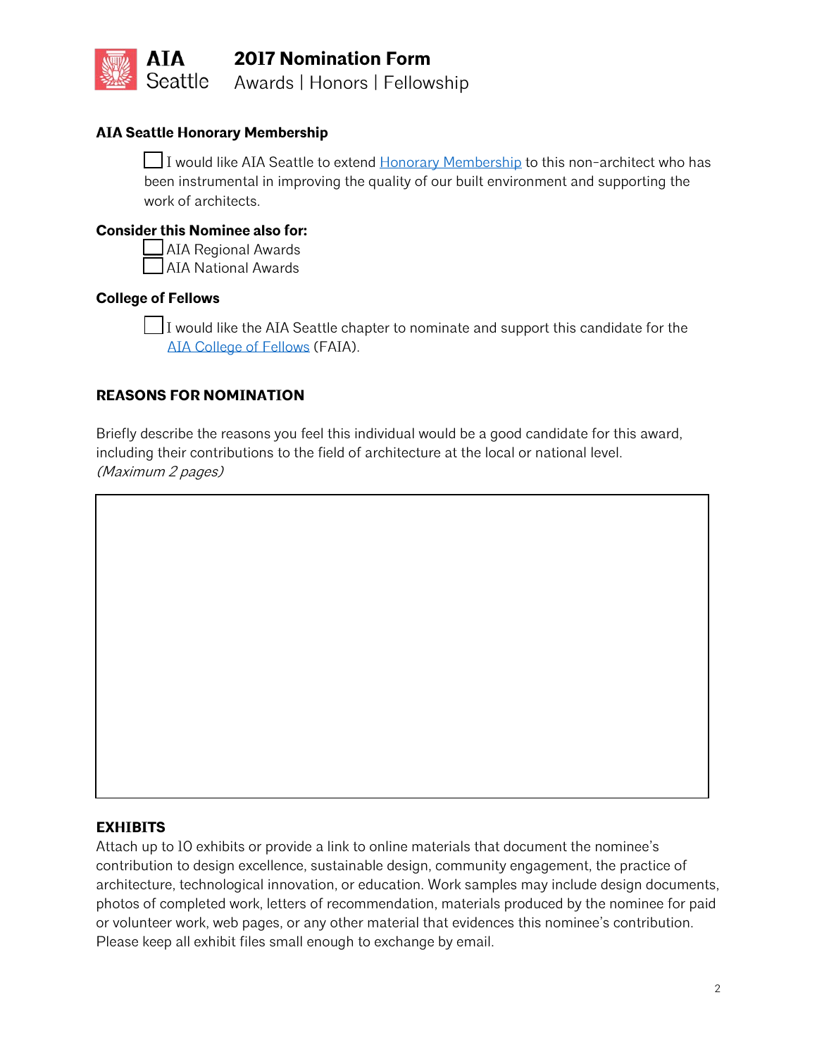# AIA Seattle 2017 Nomination Form

## Awards | Honors | Fellowship

### AIA Seattle Honorary Membership

- [ ] I would like AIA Seattle to extend Honorary Membership to this non-architect who has been instrumental in improving the quality of our built environment and supporting the work of architects.

### Consider this Nominee also for:

- [ ] AIA Regional Awards
- [ ] AIA National Awards

### College of Fellows

- [ ] I would like the AIA Seattle chapter to nominate and support this candidate for the AIA College of Fellows (FAIA).

## REASONS FOR NOMINATION

Briefly describe the reasons you feel this individual would be a good candidate for this award, including their contributions to the field of architecture at the local or national level.
*(Maximum 2 pages)*

## EXHIBITS

Attach up to 10 exhibits or provide a link to online materials that document the nominee's contribution to design excellence, sustainable design, community engagement, the practice of architecture, technological innovation, or education. Work samples may include design documents, photos of completed work, letters of recommendation, materials produced by the nominee for paid or volunteer work, web pages, or any other material that evidences this nominee's contribution. Please keep all exhibit files small enough to exchange by email.